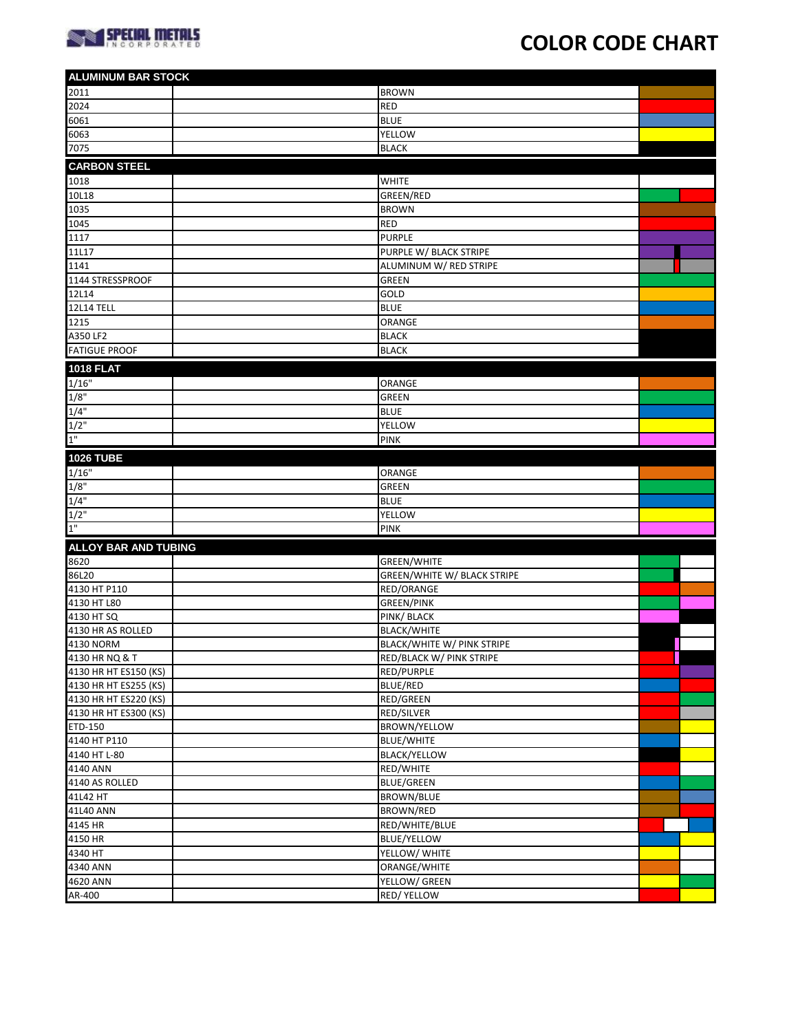# COLOR CODE CHART

| ALUMINUM BAR STOCK | | |
|---|---|---|
| 2011 | | BROWN |
| 2024 | | RED |
| 6061 | | BLUE |
| 6063 | | YELLOW |
| 7075 | | BLACK |

| CARBON STEEL | | |
|---|---|---|
| 1018 | | WHITE |
| 10L18 | | GREEN/RED |
| 1035 | | BROWN |
| 1045 | | RED |
| 1117 | | PURPLE |
| 11L17 | | PURPLE W/ BLACK STRIPE |
| 1141 | | ALUMINUM W/ RED STRIPE |
| 1144 STRESSPROOF | | GREEN |
| 12L14 | | GOLD |
| 12L14 TELL | | BLUE |
| 1215 | | ORANGE |
| A350 LF2 | | BLACK |
| FATIGUE PROOF | | BLACK |

| 1018 FLAT | | |
|---|---|---|
| 1/16" | | ORANGE |
| 1/8" | | GREEN |
| 1/4" | | BLUE |
| 1/2" | | YELLOW |
| 1" | | PINK |

| 1026 TUBE | | |
|---|---|---|
| 1/16" | | ORANGE |
| 1/8" | | GREEN |
| 1/4" | | BLUE |
| 1/2" | | YELLOW |
| 1" | | PINK |

| ALLOY BAR AND TUBING | | |
|---|---|---|
| 8620 | | GREEN/WHITE |
| 86L20 | | GREEN/WHITE W/ BLACK STRIPE |
| 4130 HT P110 | | RED/ORANGE |
| 4130 HT L80 | | GREEN/PINK |
| 4130 HT SQ | | PINK/ BLACK |
| 4130 HR AS ROLLED | | BLACK/WHITE |
| 4130 NORM | | BLACK/WHITE W/ PINK STRIPE |
| 4130 HR NQ & T | | RED/BLACK W/ PINK STRIPE |
| 4130 HR HT ES150 (KS) | | RED/PURPLE |
| 4130 HR HT ES255 (KS) | | BLUE/RED |
| 4130 HR HT ES220 (KS) | | RED/GREEN |
| 4130 HR HT ES300 (KS) | | RED/SILVER |
| ETD-150 | | BROWN/YELLOW |
| 4140 HT P110 | | BLUE/WHITE |
| 4140 HT L-80 | | BLACK/YELLOW |
| 4140 ANN | | RED/WHITE |
| 4140 AS ROLLED | | BLUE/GREEN |
| 41L42 HT | | BROWN/BLUE |
| 41L40 ANN | | BROWN/RED |
| 4145 HR | | RED/WHITE/BLUE |
| 4150 HR | | BLUE/YELLOW |
| 4340 HT | | YELLOW/ WHITE |
| 4340 ANN | | ORANGE/WHITE |
| 4620 ANN | | YELLOW/ GREEN |
| AR-400 | | RED/ YELLOW |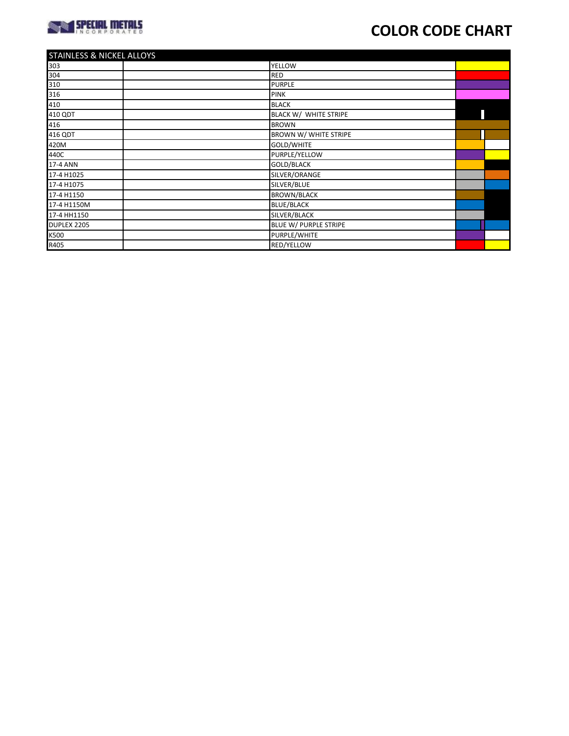# COLOR CODE CHART

| STAINLESS & NICKEL ALLOYS | | | |
| --- | --- | --- | --- |
| 303 | | YELLOW | |
| 304 | | RED | |
| 310 | | PURPLE | |
| 316 | | PINK | |
| 410 | | BLACK | |
| 410 QDT | | BLACK W/ WHITE STRIPE | |
| 416 | | BROWN | |
| 416 QDT | | BROWN W/ WHITE STRIPE | |
| 420M | | GOLD/WHITE | |
| 440C | | PURPLE/YELLOW | |
| 17-4 ANN | | GOLD/BLACK | |
| 17-4 H1025 | | SILVER/ORANGE | |
| 17-4 H1075 | | SILVER/BLUE | |
| 17-4 H1150 | | BROWN/BLACK | |
| 17-4 H1150M | | BLUE/BLACK | |
| 17-4 HH1150 | | SILVER/BLACK | |
| DUPLEX 2205 | | BLUE W/ PURPLE STRIPE | |
| K500 | | PURPLE/WHITE | |
| R405 | | RED/YELLOW | |